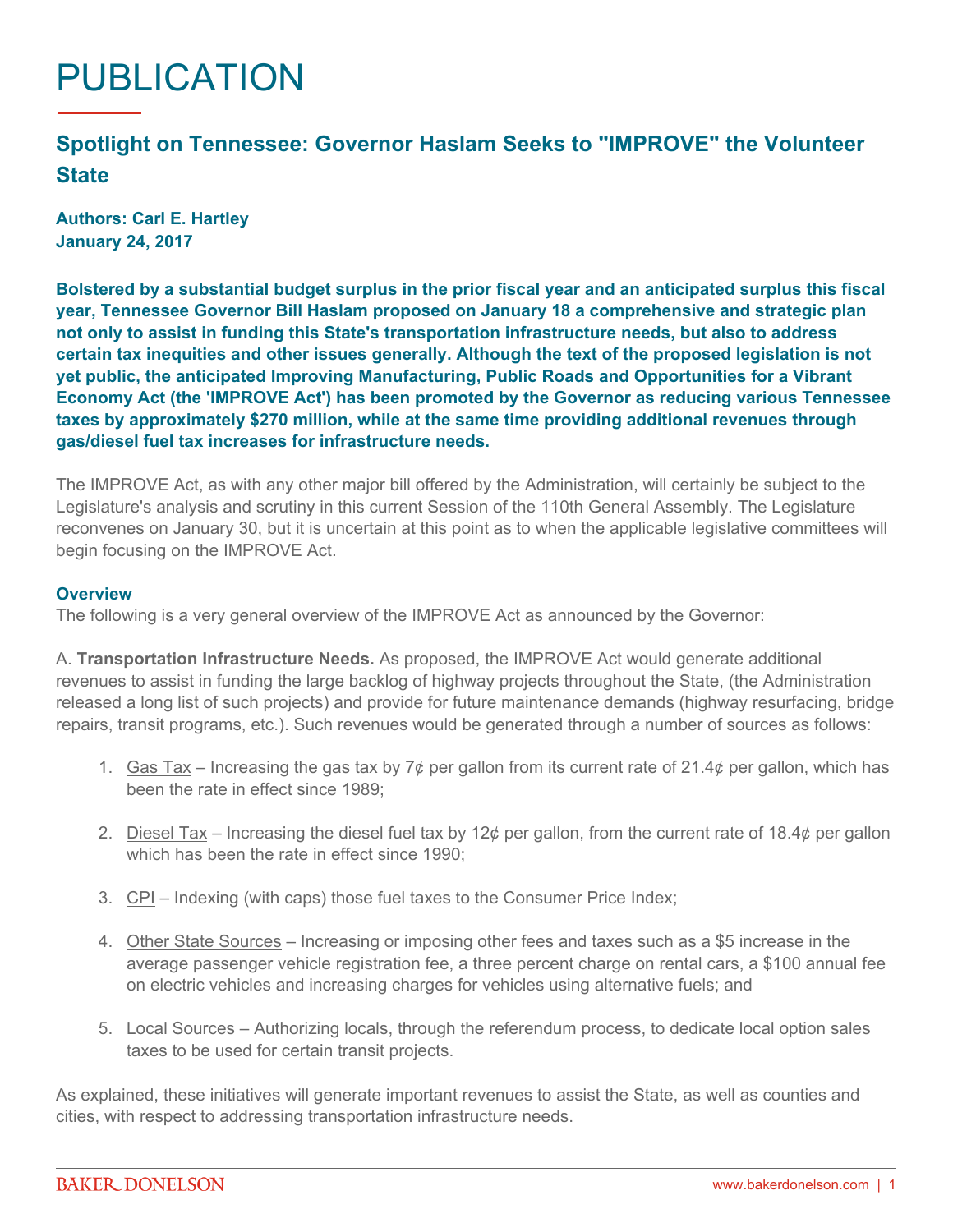# PUBLICATION

## Spotlight on Tennessee: Governor Haslam Seeks to "IMPROVE" the Volunteer State

**Authors: Carl E. Hartley**
**January 24, 2017**

**Bolstered by a substantial budget surplus in the prior fiscal year and an anticipated surplus this fiscal year, Tennessee Governor Bill Haslam proposed on January 18 a comprehensive and strategic plan not only to assist in funding this State's transportation infrastructure needs, but also to address certain tax inequities and other issues generally. Although the text of the proposed legislation is not yet public, the anticipated Improving Manufacturing, Public Roads and Opportunities for a Vibrant Economy Act (the 'IMPROVE Act') has been promoted by the Governor as reducing various Tennessee taxes by approximately $270 million, while at the same time providing additional revenues through gas/diesel fuel tax increases for infrastructure needs.**

The IMPROVE Act, as with any other major bill offered by the Administration, will certainly be subject to the Legislature's analysis and scrutiny in this current Session of the 110th General Assembly. The Legislature reconvenes on January 30, but it is uncertain at this point as to when the applicable legislative committees will begin focusing on the IMPROVE Act.

### Overview

The following is a very general overview of the IMPROVE Act as announced by the Governor:

A. **Transportation Infrastructure Needs.** As proposed, the IMPROVE Act would generate additional revenues to assist in funding the large backlog of highway projects throughout the State, (the Administration released a long list of such projects) and provide for future maintenance demands (highway resurfacing, bridge repairs, transit programs, etc.). Such revenues would be generated through a number of sources as follows:

1. Gas Tax – Increasing the gas tax by 7¢ per gallon from its current rate of 21.4¢ per gallon, which has been the rate in effect since 1989;
2. Diesel Tax – Increasing the diesel fuel tax by 12¢ per gallon, from the current rate of 18.4¢ per gallon which has been the rate in effect since 1990;
3. CPI – Indexing (with caps) those fuel taxes to the Consumer Price Index;
4. Other State Sources – Increasing or imposing other fees and taxes such as a $5 increase in the average passenger vehicle registration fee, a three percent charge on rental cars, a $100 annual fee on electric vehicles and increasing charges for vehicles using alternative fuels; and
5. Local Sources – Authorizing locals, through the referendum process, to dedicate local option sales taxes to be used for certain transit projects.

As explained, these initiatives will generate important revenues to assist the State, as well as counties and cities, with respect to addressing transportation infrastructure needs.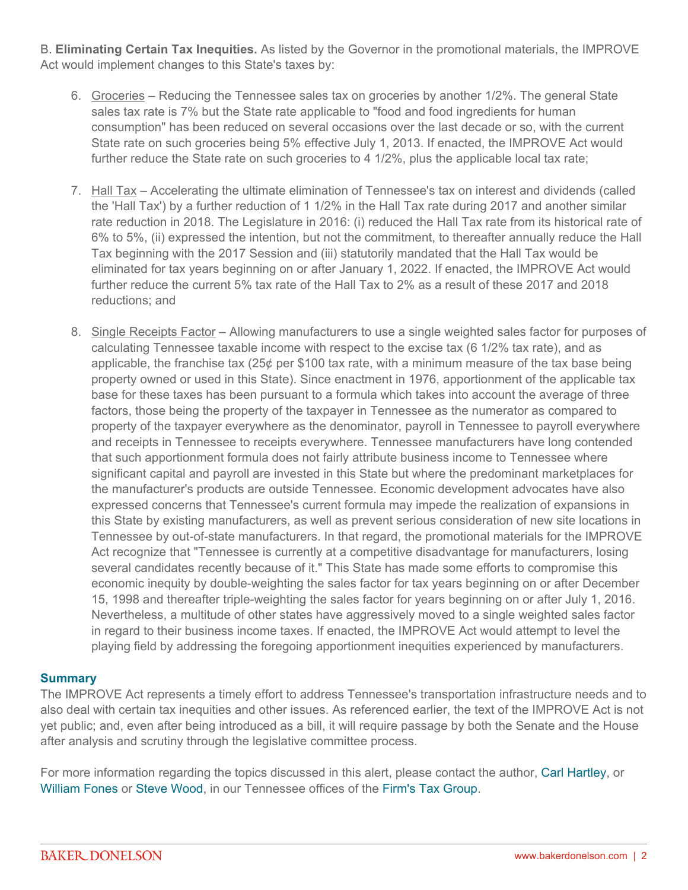B. **Eliminating Certain Tax Inequities.** As listed by the Governor in the promotional materials, the IMPROVE Act would implement changes to this State's taxes by:

6. Groceries – Reducing the Tennessee sales tax on groceries by another 1/2%. The general State sales tax rate is 7% but the State rate applicable to "food and food ingredients for human consumption" has been reduced on several occasions over the last decade or so, with the current State rate on such groceries being 5% effective July 1, 2013. If enacted, the IMPROVE Act would further reduce the State rate on such groceries to 4 1/2%, plus the applicable local tax rate;

7. Hall Tax – Accelerating the ultimate elimination of Tennessee's tax on interest and dividends (called the 'Hall Tax') by a further reduction of 1 1/2% in the Hall Tax rate during 2017 and another similar rate reduction in 2018. The Legislature in 2016: (i) reduced the Hall Tax rate from its historical rate of 6% to 5%, (ii) expressed the intention, but not the commitment, to thereafter annually reduce the Hall Tax beginning with the 2017 Session and (iii) statutorily mandated that the Hall Tax would be eliminated for tax years beginning on or after January 1, 2022. If enacted, the IMPROVE Act would further reduce the current 5% tax rate of the Hall Tax to 2% as a result of these 2017 and 2018 reductions; and

8. Single Receipts Factor – Allowing manufacturers to use a single weighted sales factor for purposes of calculating Tennessee taxable income with respect to the excise tax (6 1/2% tax rate), and as applicable, the franchise tax (25¢ per $100 tax rate, with a minimum measure of the tax base being property owned or used in this State). Since enactment in 1976, apportionment of the applicable tax base for these taxes has been pursuant to a formula which takes into account the average of three factors, those being the property of the taxpayer in Tennessee as the numerator as compared to property of the taxpayer everywhere as the denominator, payroll in Tennessee to payroll everywhere and receipts in Tennessee to receipts everywhere. Tennessee manufacturers have long contended that such apportionment formula does not fairly attribute business income to Tennessee where significant capital and payroll are invested in this State but where the predominant marketplaces for the manufacturer's products are outside Tennessee. Economic development advocates have also expressed concerns that Tennessee's current formula may impede the realization of expansions in this State by existing manufacturers, as well as prevent serious consideration of new site locations in Tennessee by out-of-state manufacturers. In that regard, the promotional materials for the IMPROVE Act recognize that "Tennessee is currently at a competitive disadvantage for manufacturers, losing several candidates recently because of it." This State has made some efforts to compromise this economic inequity by double-weighting the sales factor for tax years beginning on or after December 15, 1998 and thereafter triple-weighting the sales factor for years beginning on or after July 1, 2016. Nevertheless, a multitude of other states have aggressively moved to a single weighted sales factor in regard to their business income taxes. If enacted, the IMPROVE Act would attempt to level the playing field by addressing the foregoing apportionment inequities experienced by manufacturers.

## Summary

The IMPROVE Act represents a timely effort to address Tennessee's transportation infrastructure needs and to also deal with certain tax inequities and other issues. As referenced earlier, the text of the IMPROVE Act is not yet public; and, even after being introduced as a bill, it will require passage by both the Senate and the House after analysis and scrutiny through the legislative committee process.

For more information regarding the topics discussed in this alert, please contact the author, Carl Hartley, or William Fones or Steve Wood, in our Tennessee offices of the Firm's Tax Group.